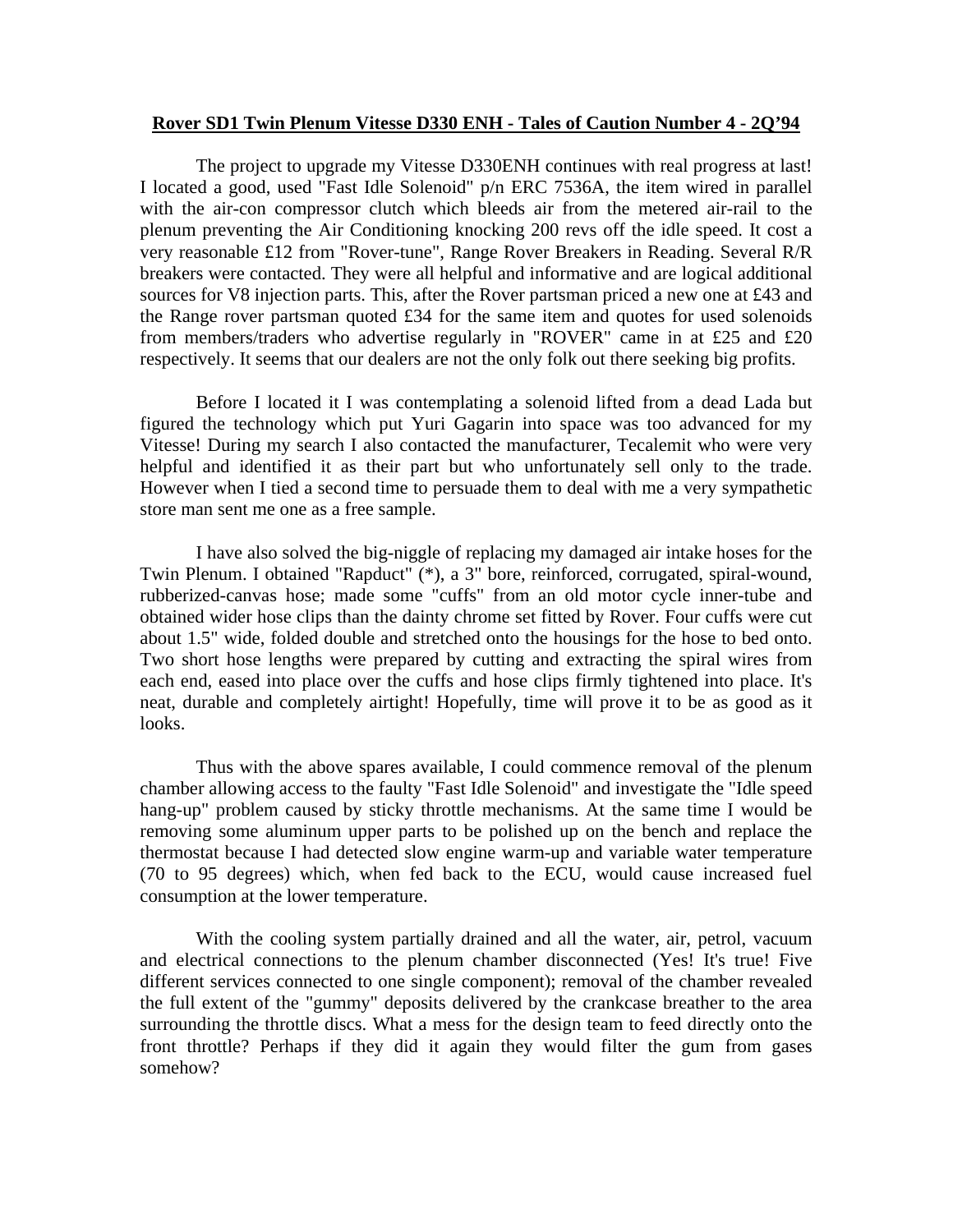**Rover SD1 Twin Plenum Vitesse D330 ENH - Tales of Caution Number 4 - 2Q'94**

The project to upgrade my Vitesse D330ENH continues with real progress at last! I located a good, used "Fast Idle Solenoid" p/n ERC 7536A, the item wired in parallel with the air-con compressor clutch which bleeds air from the metered air-rail to the plenum preventing the Air Conditioning knocking 200 revs off the idle speed. It cost a very reasonable £12 from "Rover-tune", Range Rover Breakers in Reading. Several R/R breakers were contacted. They were all helpful and informative and are logical additional sources for V8 injection parts. This, after the Rover partsman priced a new one at £43 and the Range rover partsman quoted £34 for the same item and quotes for used solenoids from members/traders who advertise regularly in "ROVER" came in at £25 and £20 respectively. It seems that our dealers are not the only folk out there seeking big profits.

Before I located it I was contemplating a solenoid lifted from a dead Lada but figured the technology which put Yuri Gagarin into space was too advanced for my Vitesse! During my search I also contacted the manufacturer, Tecalemit who were very helpful and identified it as their part but who unfortunately sell only to the trade. However when I tied a second time to persuade them to deal with me a very sympathetic store man sent me one as a free sample.

I have also solved the big-niggle of replacing my damaged air intake hoses for the Twin Plenum. I obtained "Rapduct" (*), a 3" bore, reinforced, corrugated, spiral-wound, rubberized-canvas hose; made some "cuffs" from an old motor cycle inner-tube and obtained wider hose clips than the dainty chrome set fitted by Rover. Four cuffs were cut about 1.5" wide, folded double and stretched onto the housings for the hose to bed onto. Two short hose lengths were prepared by cutting and extracting the spiral wires from each end, eased into place over the cuffs and hose clips firmly tightened into place. It's neat, durable and completely airtight! Hopefully, time will prove it to be as good as it looks.

Thus with the above spares available, I could commence removal of the plenum chamber allowing access to the faulty "Fast Idle Solenoid" and investigate the "Idle speed hang-up" problem caused by sticky throttle mechanisms. At the same time I would be removing some aluminum upper parts to be polished up on the bench and replace the thermostat because I had detected slow engine warm-up and variable water temperature (70 to 95 degrees) which, when fed back to the ECU, would cause increased fuel consumption at the lower temperature.

With the cooling system partially drained and all the water, air, petrol, vacuum and electrical connections to the plenum chamber disconnected (Yes! It's true! Five different services connected to one single component); removal of the chamber revealed the full extent of the "gummy" deposits delivered by the crankcase breather to the area surrounding the throttle discs. What a mess for the design team to feed directly onto the front throttle? Perhaps if they did it again they would filter the gum from gases somehow?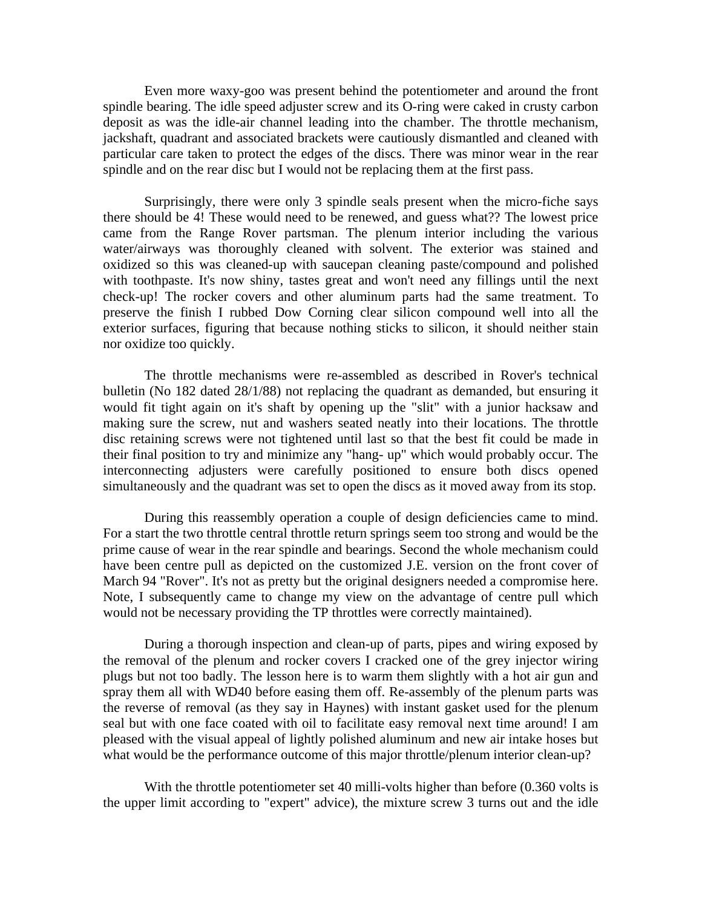Even more waxy-goo was present behind the potentiometer and around the front spindle bearing. The idle speed adjuster screw and its O-ring were caked in crusty carbon deposit as was the idle-air channel leading into the chamber. The throttle mechanism, jackshaft, quadrant and associated brackets were cautiously dismantled and cleaned with particular care taken to protect the edges of the discs. There was minor wear in the rear spindle and on the rear disc but I would not be replacing them at the first pass.

Surprisingly, there were only 3 spindle seals present when the micro-fiche says there should be 4! These would need to be renewed, and guess what?? The lowest price came from the Range Rover partsman. The plenum interior including the various water/airways was thoroughly cleaned with solvent. The exterior was stained and oxidized so this was cleaned-up with saucepan cleaning paste/compound and polished with toothpaste. It's now shiny, tastes great and won't need any fillings until the next check-up! The rocker covers and other aluminum parts had the same treatment. To preserve the finish I rubbed Dow Corning clear silicon compound well into all the exterior surfaces, figuring that because nothing sticks to silicon, it should neither stain nor oxidize too quickly.

The throttle mechanisms were re-assembled as described in Rover's technical bulletin (No 182 dated 28/1/88) not replacing the quadrant as demanded, but ensuring it would fit tight again on it's shaft by opening up the "slit" with a junior hacksaw and making sure the screw, nut and washers seated neatly into their locations. The throttle disc retaining screws were not tightened until last so that the best fit could be made in their final position to try and minimize any "hang- up" which would probably occur. The interconnecting adjusters were carefully positioned to ensure both discs opened simultaneously and the quadrant was set to open the discs as it moved away from its stop.

During this reassembly operation a couple of design deficiencies came to mind. For a start the two throttle central throttle return springs seem too strong and would be the prime cause of wear in the rear spindle and bearings. Second the whole mechanism could have been centre pull as depicted on the customized J.E. version on the front cover of March 94 "Rover". It's not as pretty but the original designers needed a compromise here. Note, I subsequently came to change my view on the advantage of centre pull which would not be necessary providing the TP throttles were correctly maintained).

During a thorough inspection and clean-up of parts, pipes and wiring exposed by the removal of the plenum and rocker covers I cracked one of the grey injector wiring plugs but not too badly. The lesson here is to warm them slightly with a hot air gun and spray them all with WD40 before easing them off. Re-assembly of the plenum parts was the reverse of removal (as they say in Haynes) with instant gasket used for the plenum seal but with one face coated with oil to facilitate easy removal next time around! I am pleased with the visual appeal of lightly polished aluminum and new air intake hoses but what would be the performance outcome of this major throttle/plenum interior clean-up?

With the throttle potentiometer set 40 milli-volts higher than before (0.360 volts is the upper limit according to "expert" advice), the mixture screw 3 turns out and the idle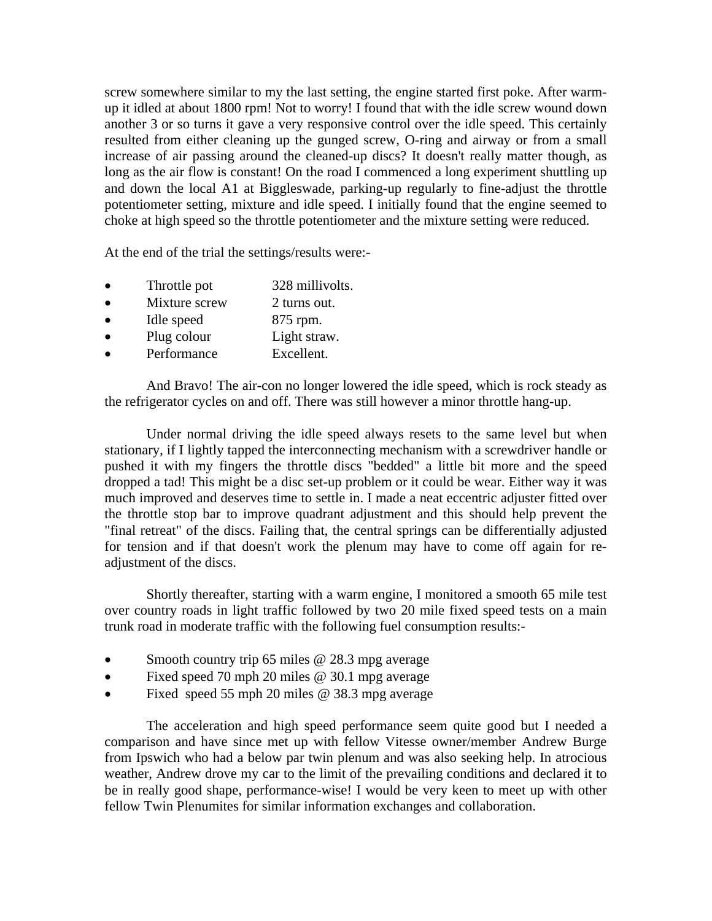screw somewhere similar to my the last setting, the engine started first poke. After warm-up it idled at about 1800 rpm! Not to worry! I found that with the idle screw wound down another 3 or so turns it gave a very responsive control over the idle speed. This certainly resulted from either cleaning up the gunged screw, O-ring and airway or from a small increase of air passing around the cleaned-up discs? It doesn't really matter though, as long as the air flow is constant! On the road I commenced a long experiment shuttling up and down the local A1 at Biggleswade, parking-up regularly to fine-adjust the throttle potentiometer setting, mixture and idle speed. I initially found that the engine seemed to choke at high speed so the throttle potentiometer and the mixture setting were reduced.

At the end of the trial the settings/results were:-

- Throttle pot 328 millivolts.
- Mixture screw 2 turns out.
- Idle speed 875 rpm.
- Plug colour Light straw.
- Performance Excellent.

And Bravo! The air-con no longer lowered the idle speed, which is rock steady as the refrigerator cycles on and off. There was still however a minor throttle hang-up.

Under normal driving the idle speed always resets to the same level but when stationary, if I lightly tapped the interconnecting mechanism with a screwdriver handle or pushed it with my fingers the throttle discs "bedded" a little bit more and the speed dropped a tad! This might be a disc set-up problem or it could be wear. Either way it was much improved and deserves time to settle in. I made a neat eccentric adjuster fitted over the throttle stop bar to improve quadrant adjustment and this should help prevent the "final retreat" of the discs. Failing that, the central springs can be differentially adjusted for tension and if that doesn't work the plenum may have to come off again for re-adjustment of the discs.

Shortly thereafter, starting with a warm engine, I monitored a smooth 65 mile test over country roads in light traffic followed by two 20 mile fixed speed tests on a main trunk road in moderate traffic with the following fuel consumption results:-

- Smooth country trip 65 miles @ 28.3 mpg average
- Fixed speed 70 mph 20 miles @ 30.1 mpg average
- Fixed speed 55 mph 20 miles @ 38.3 mpg average

The acceleration and high speed performance seem quite good but I needed a comparison and have since met up with fellow Vitesse owner/member Andrew Burge from Ipswich who had a below par twin plenum and was also seeking help. In atrocious weather, Andrew drove my car to the limit of the prevailing conditions and declared it to be in really good shape, performance-wise! I would be very keen to meet up with other fellow Twin Plenumites for similar information exchanges and collaboration.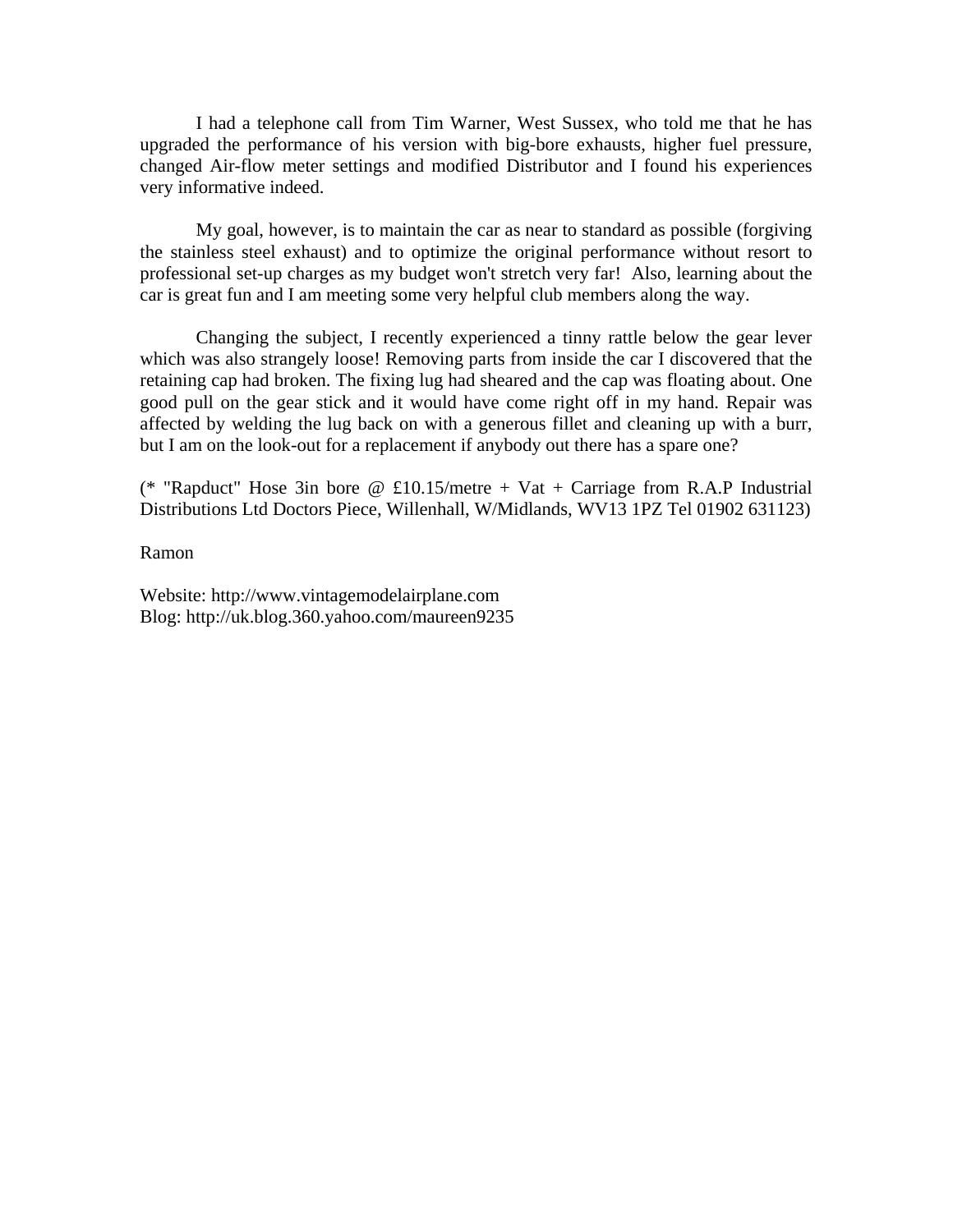I had a telephone call from Tim Warner, West Sussex, who told me that he has upgraded the performance of his version with big-bore exhausts, higher fuel pressure, changed Air-flow meter settings and modified Distributor and I found his experiences very informative indeed.

My goal, however, is to maintain the car as near to standard as possible (forgiving the stainless steel exhaust) and to optimize the original performance without resort to professional set-up charges as my budget won't stretch very far! Also, learning about the car is great fun and I am meeting some very helpful club members along the way.

Changing the subject, I recently experienced a tinny rattle below the gear lever which was also strangely loose! Removing parts from inside the car I discovered that the retaining cap had broken. The fixing lug had sheared and the cap was floating about. One good pull on the gear stick and it would have come right off in my hand. Repair was affected by welding the lug back on with a generous fillet and cleaning up with a burr, but I am on the look-out for a replacement if anybody out there has a spare one?

(* "Rapduct" Hose 3in bore @ £10.15/metre + Vat + Carriage from R.A.P Industrial Distributions Ltd Doctors Piece, Willenhall, W/Midlands, WV13 1PZ Tel 01902 631123)

Ramon

Website: http://www.vintagemodelairplane.com
Blog: http://uk.blog.360.yahoo.com/maureen9235